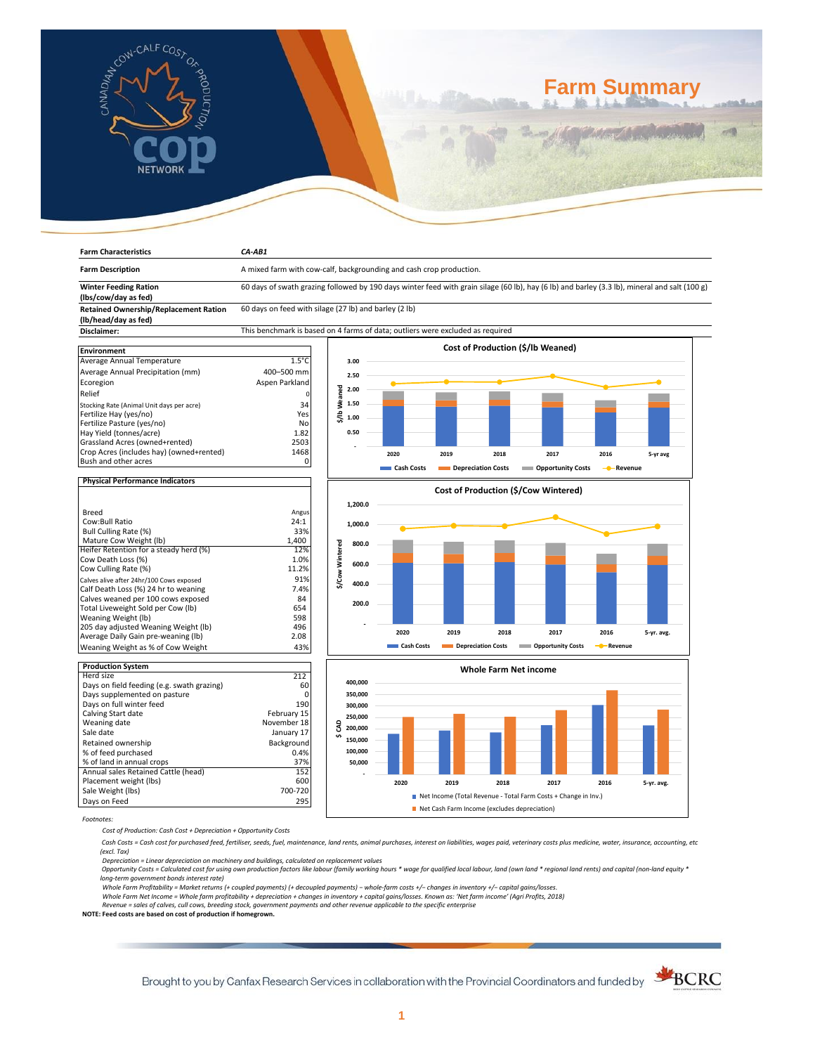# Farm Summary

| Farm Characteristics | CA-AB1 |
|---|---|
| Farm Description | A mixed farm with cow-calf, backgrounding and cash crop production. |
| Winter Feeding Ration (lbs/cow/day as fed) | 60 days of swath grazing followed by 190 days winter feed with grain silage (60 lb), hay (6 lb) and barley (3.3 lb), mineral and salt (100 g) |
| Retained Ownership/Replacement Ration (lb/head/day as fed) | 60 days on feed with silage (27 lb) and barley (2 lb) |
| Disclaimer: | This benchmark is based on 4 farms of data; outliers were excluded as required |

| Environment | |
|---|---|
| Average Annual Temperature | 1.5°C |
| Average Annual Precipitation (mm) | 400–500 mm |
| Ecoregion | Aspen Parkland |
| Relief | 0 |
| Stocking Rate (Animal Unit days per acre) | 34 |
| Fertilize Hay (yes/no) | Yes |
| Fertilize Pasture (yes/no) | No |
| Hay Yield (tonnes/acre) | 1.82 |
| Grassland Acres (owned+rented) | 2503 |
| Crop Acres (includes hay) (owned+rented) | 1468 |
| Bush and other acres | 0 |

| Physical Performance Indicators | |
|---|---|
| Breed | Angus |
| Cow:Bull Ratio | 24:1 |
| Bull Culling Rate (%) | 33% |
| Mature Cow Weight (lb) | 1,400 |
| Heifer Retention for a steady herd (%) | 12% |
| Cow Death Loss (%) | 1.0% |
| Cow Culling Rate (%) | 11.2% |
| Calves alive after 24hr/100 Cows exposed | 91% |
| Calf Death Loss (%) 24 hr to weaning | 7.4% |
| Calves weaned per 100 cows exposed | 84 |
| Total Liveweight Sold per Cow (lb) | 654 |
| Weaning Weight (lb) | 598 |
| 205 day adjusted Weaning Weight (lb) | 496 |
| Average Daily Gain pre-weaning (lb) | 2.08 |
| Weaning Weight as % of Cow Weight | 43% |

| Production System | |
|---|---|
| Herd size | 212 |
| Days on field feeding (e.g. swath grazing) | 60 |
| Days supplemented on pasture | 0 |
| Days on full winter feed | 190 |
| Calving Start date | February 15 |
| Weaning date | November 18 |
| Sale date | January 17 |
| Retained ownership | Background |
| % of feed purchased | 0.4% |
| % of land in annual crops | 37% |
| Annual sales Retained Cattle (head) | 152 |
| Placement weight (lbs) | 600 |
| Sale Weight (lbs) | 700-720 |
| Days on Feed | 295 |

**Cost of Production ($/lb Weaned)**

(Chart: Cash Costs, Depreciation Costs, Opportunity Costs, Revenue for 2020, 2019, 2018, 2017, 2016, 5-yr avg)

**Cost of Production ($/Cow Wintered)**

(Chart: Cash Costs, Depreciation Costs, Opportunity Costs, Revenue for 2020, 2019, 2018, 2017, 2016, 5-yr. avg.)

**Whole Farm Net income**

(Chart: Net Income (Total Revenue - Total Farm Costs + Change in Inv.); Net Cash Farm Income (excludes depreciation) for 2020, 2019, 2018, 2017, 2016, 5-yr. avg.)

*Footnotes:*

*Cost of Production: Cash Cost + Depreciation + Opportunity Costs*

*Cash Costs = Cash cost for purchased feed, fertiliser, seeds, fuel, maintenance, land rents, animal purchases, interest on liabilities, wages paid, veterinary costs plus medicine, water, insurance, accounting, etc (excl. Tax)*

*Depreciation = Linear depreciation on machinery and buildings, calculated on replacement values*

*Opportunity Costs = Calculated cost for using own production factors like labour (family working hours * wage for qualified local labour, land (own land * regional land rents) and capital (non-land equity * long-term government bonds interest rate)*

*Whole Farm Profitability = Market returns (+ coupled payments) (+ decoupled payments) – whole-farm costs +/– changes in inventory +/– capital gains/losses.*

*Whole Farm Net Income = Whole farm profitability + depreciation + changes in inventory + capital gains/losses. Known as: 'Net farm income' (Agri Profits, 2018)*

*Revenue = sales of calves, cull cows, breeding stock, government payments and other revenue applicable to the specific enterprise*

**NOTE: Feed costs are based on cost of production if homegrown.**

Brought to you by Canfax Research Services in collaboration with the Provincial Coordinators and funded by BCRC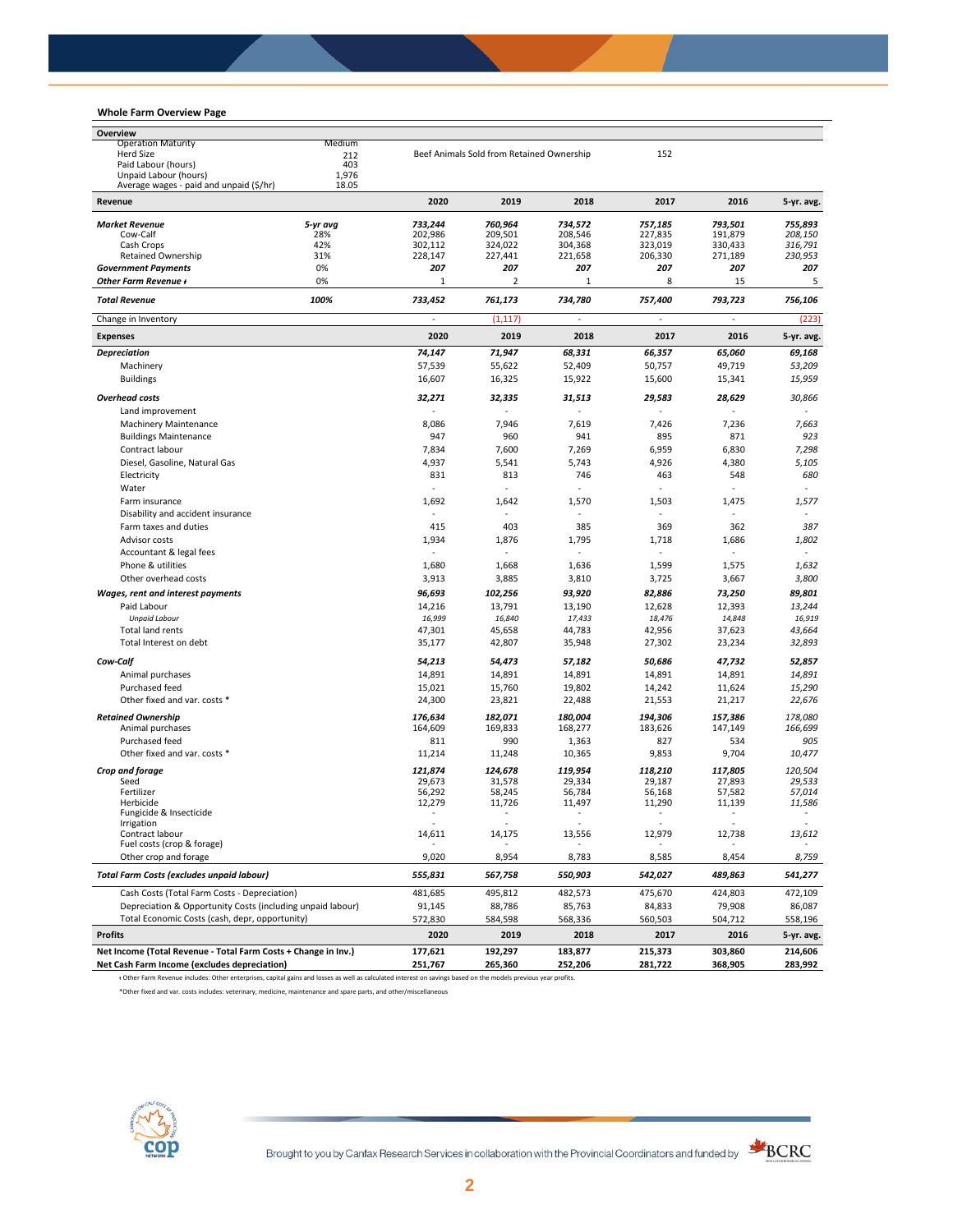## Whole Farm Overview Page

| Overview | | | | | | | |
|---|---|---|---|---|---|---|---|
| Operation Maturity | Medium | | | | | | |
| Herd Size | 212 | Beef Animals Sold from Retained Ownership | | | 152 | | |
| Paid Labour (hours) | 403 | | | | | | |
| Unpaid Labour (hours) | 1,976 | | | | | | |
| Average wages - paid and unpaid ($/hr) | 18.05 | | | | | | |

| Revenue | | 2020 | 2019 | 2018 | 2017 | 2016 | 5-yr. avg. |
|---|---|---|---|---|---|---|---|
| ***Market Revenue*** | *5-yr avg* | *733,244* | *760,964* | *734,572* | *757,185* | *793,501* | *755,893* |
| Cow-Calf | 28% | 202,986 | 209,501 | 208,546 | 227,835 | 191,879 | *208,150* |
| Cash Crops | 42% | 302,112 | 324,022 | 304,368 | 323,019 | 330,433 | *316,791* |
| Retained Ownership | 31% | 228,147 | 227,441 | 221,658 | 206,330 | 271,189 | *230,953* |
| ***Government Payments*** | 0% | *207* | *207* | *207* | *207* | *207* | *207* |
| ***Other Farm Revenue ⱡ*** | 0% | 1 | 2 | 1 | 8 | 15 | 5 |
| ***Total Revenue*** | ***100%*** | *733,452* | *761,173* | *734,780* | *757,400* | *793,723* | *756,106* |
| Change in Inventory | | - | (1,117) | - | - | - | (223) |

| Expenses | 2020 | 2019 | 2018 | 2017 | 2016 | 5-yr. avg. |
|---|---|---|---|---|---|---|
| ***Depreciation*** | *74,147* | *71,947* | *68,331* | *66,357* | *65,060* | *69,168* |
| Machinery | 57,539 | 55,622 | 52,409 | 50,757 | 49,719 | *53,209* |
| Buildings | 16,607 | 16,325 | 15,922 | 15,600 | 15,341 | *15,959* |
| ***Overhead costs*** | *32,271* | *32,335* | *31,513* | *29,583* | *28,629* | *30,866* |
| Land improvement | - | - | - | - | - | - |
| Machinery Maintenance | 8,086 | 7,946 | 7,619 | 7,426 | 7,236 | *7,663* |
| Buildings Maintenance | 947 | 960 | 941 | 895 | 871 | *923* |
| Contract labour | 7,834 | 7,600 | 7,269 | 6,959 | 6,830 | *7,298* |
| Diesel, Gasoline, Natural Gas | 4,937 | 5,541 | 5,743 | 4,926 | 4,380 | *5,105* |
| Electricity | 831 | 813 | 746 | 463 | 548 | *680* |
| Water | - | - | - | - | - | - |
| Farm insurance | 1,692 | 1,642 | 1,570 | 1,503 | 1,475 | *1,577* |
| Disability and accident insurance | - | - | - | - | - | - |
| Farm taxes and duties | 415 | 403 | 385 | 369 | 362 | *387* |
| Advisor costs | 1,934 | 1,876 | 1,795 | 1,718 | 1,686 | *1,802* |
| Accountant & legal fees | - | - | - | - | - | - |
| Phone & utilities | 1,680 | 1,668 | 1,636 | 1,599 | 1,575 | *1,632* |
| Other overhead costs | 3,913 | 3,885 | 3,810 | 3,725 | 3,667 | *3,800* |
| ***Wages, rent and interest payments*** | *96,693* | *102,256* | *93,920* | *82,886* | *73,250* | *89,801* |
| Paid Labour | 14,216 | 13,791 | 13,190 | 12,628 | 12,393 | *13,244* |
| *Unpaid Labour* | *16,999* | *16,840* | *17,433* | *18,476* | *14,848* | *16,919* |
| Total land rents | 47,301 | 45,658 | 44,783 | 42,956 | 37,623 | *43,664* |
| Total Interest on debt | 35,177 | 42,807 | 35,948 | 27,302 | 23,234 | *32,893* |
| ***Cow-Calf*** | *54,213* | *54,473* | *57,182* | *50,686* | *47,732* | *52,857* |
| Animal purchases | 14,891 | 14,891 | 14,891 | 14,891 | 14,891 | *14,891* |
| Purchased feed | 15,021 | 15,760 | 19,802 | 14,242 | 11,624 | *15,290* |
| Other fixed and var. costs * | 24,300 | 23,821 | 22,488 | 21,553 | 21,217 | *22,676* |
| ***Retained Ownership*** | *176,634* | *182,071* | *180,004* | *194,306* | *157,386* | *178,080* |
| Animal purchases | 164,609 | 169,833 | 168,277 | 183,626 | 147,149 | *166,699* |
| Purchased feed | 811 | 990 | 1,363 | 827 | 534 | *905* |
| Other fixed and var. costs * | 11,214 | 11,248 | 10,365 | 9,853 | 9,704 | *10,477* |
| ***Crop and forage*** | *121,874* | *124,678* | *119,954* | *118,210* | *117,805* | *120,504* |
| Seed | 29,673 | 31,578 | 29,334 | 29,187 | 27,893 | *29,533* |
| Fertilizer | 56,292 | 58,245 | 56,784 | 56,168 | 57,582 | *57,014* |
| Herbicide | 12,279 | 11,726 | 11,497 | 11,290 | 11,139 | *11,586* |
| Fungicide & Insecticide | - | - | - | - | - | - |
| Irrigation | - | - | - | - | - | - |
| Contract labour | 14,611 | 14,175 | 13,556 | 12,979 | 12,738 | *13,612* |
| Fuel costs (crop & forage) | - | - | - | - | - | - |
| Other crop and forage | 9,020 | 8,954 | 8,783 | 8,585 | 8,454 | *8,759* |
| ***Total Farm Costs (excludes unpaid labour)*** | *555,831* | *567,758* | *550,903* | *542,027* | *489,863* | *541,277* |
| Cash Costs (Total Farm Costs - Depreciation) | 481,685 | 495,812 | 482,573 | 475,670 | 424,803 | 472,109 |
| Depreciation & Opportunity Costs (including unpaid labour) | 91,145 | 88,786 | 85,763 | 84,833 | 79,908 | 86,087 |
| Total Economic Costs (cash, depr, opportunity) | 572,830 | 584,598 | 568,336 | 560,503 | 504,712 | 558,196 |

| Profits | 2020 | 2019 | 2018 | 2017 | 2016 | 5-yr. avg. |
|---|---|---|---|---|---|---|
| **Net Income (Total Revenue - Total Farm Costs + Change in Inv.)** | **177,621** | **192,297** | **183,877** | **215,373** | **303,860** | **214,606** |
| **Net Cash Farm Income (excludes depreciation)** | **251,767** | **265,360** | **252,206** | **281,722** | **368,905** | **283,992** |

ⱡ Other Farm Revenue includes: Other enterprises, capital gains and losses as well as calculated interest on savings based on the models previous year profits.

*Other fixed and var. costs includes: veterinary, medicine, maintenance and spare parts, and other/miscellaneous

Brought to you by Canfax Research Services in collaboration with the Provincial Coordinators and funded by BCRC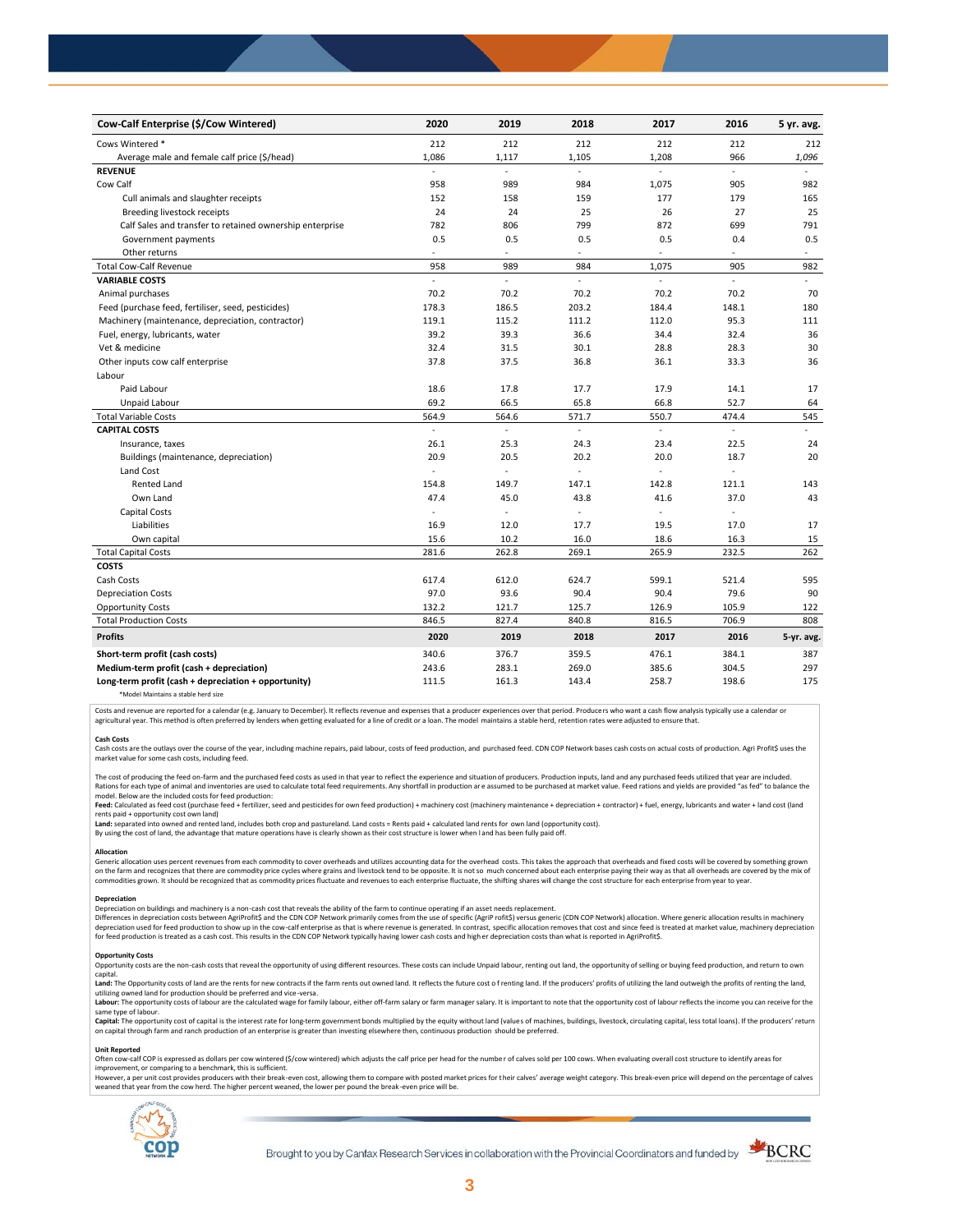| Cow-Calf Enterprise ($/Cow Wintered) | 2020 | 2019 | 2018 | 2017 | 2016 | 5 yr. avg. |
|---|---|---|---|---|---|---|
| Cows Wintered * | 212 | 212 | 212 | 212 | 212 | 212 |
| Average male and female calf price ($/head) | 1,086 | 1,117 | 1,105 | 1,208 | 966 | *1,096* |
| **REVENUE** | - | - | - | - | - | - |
| Cow Calf | 958 | 989 | 984 | 1,075 | 905 | 982 |
| Cull animals and slaughter receipts | 152 | 158 | 159 | 177 | 179 | 165 |
| Breeding livestock receipts | 24 | 24 | 25 | 26 | 27 | 25 |
| Calf Sales and transfer to retained ownership enterprise | 782 | 806 | 799 | 872 | 699 | 791 |
| Government payments | 0.5 | 0.5 | 0.5 | 0.5 | 0.4 | 0.5 |
| Other returns | - | - | - | - | - | - |
| Total Cow-Calf Revenue | 958 | 989 | 984 | 1,075 | 905 | 982 |
| **VARIABLE COSTS** | - | - | - | - | - | - |
| Animal purchases | 70.2 | 70.2 | 70.2 | 70.2 | 70.2 | 70 |
| Feed (purchase feed, fertiliser, seed, pesticides) | 178.3 | 186.5 | 203.2 | 184.4 | 148.1 | 180 |
| Machinery (maintenance, depreciation, contractor) | 119.1 | 115.2 | 111.2 | 112.0 | 95.3 | 111 |
| Fuel, energy, lubricants, water | 39.2 | 39.3 | 36.6 | 34.4 | 32.4 | 36 |
| Vet & medicine | 32.4 | 31.5 | 30.1 | 28.8 | 28.3 | 30 |
| Other inputs cow calf enterprise | 37.8 | 37.5 | 36.8 | 36.1 | 33.3 | 36 |
| Labour | | | | | | |
| Paid Labour | 18.6 | 17.8 | 17.7 | 17.9 | 14.1 | 17 |
| Unpaid Labour | 69.2 | 66.5 | 65.8 | 66.8 | 52.7 | 64 |
| Total Variable Costs | 564.9 | 564.6 | 571.7 | 550.7 | 474.4 | 545 |
| **CAPITAL COSTS** | - | - | - | - | - | - |
| Insurance, taxes | 26.1 | 25.3 | 24.3 | 23.4 | 22.5 | 24 |
| Buildings (maintenance, depreciation) | 20.9 | 20.5 | 20.2 | 20.0 | 18.7 | 20 |
| Land Cost | - | - | - | - | - | |
| Rented Land | 154.8 | 149.7 | 147.1 | 142.8 | 121.1 | 143 |
| Own Land | 47.4 | 45.0 | 43.8 | 41.6 | 37.0 | 43 |
| Capital Costs | - | - | - | - | - | |
| Liabilities | 16.9 | 12.0 | 17.7 | 19.5 | 17.0 | 17 |
| Own capital | 15.6 | 10.2 | 16.0 | 18.6 | 16.3 | 15 |
| Total Capital Costs | 281.6 | 262.8 | 269.1 | 265.9 | 232.5 | 262 |
| **COSTS** | | | | | | |
| Cash Costs | 617.4 | 612.0 | 624.7 | 599.1 | 521.4 | 595 |
| Depreciation Costs | 97.0 | 93.6 | 90.4 | 90.4 | 79.6 | 90 |
| Opportunity Costs | 132.2 | 121.7 | 125.7 | 126.9 | 105.9 | 122 |
| Total Production Costs | 846.5 | 827.4 | 840.8 | 816.5 | 706.9 | 808 |
| **Profits** | **2020** | **2019** | **2018** | **2017** | **2016** | **5-yr. avg.** |
| **Short-term profit (cash costs)** | 340.6 | 376.7 | 359.5 | 476.1 | 384.1 | 387 |
| **Medium-term profit (cash + depreciation)** | 243.6 | 283.1 | 269.0 | 385.6 | 304.5 | 297 |
| **Long-term profit (cash + depreciation + opportunity)** | 111.5 | 161.3 | 143.4 | 258.7 | 198.6 | 175 |

*Model Maintains a stable herd size

Costs and revenue are reported for a calendar (e.g. January to December). It reflects revenue and expenses that a producer experiences over that period. Producers who want a cash flow analysis typically use a calendar or agricultural year. This method is often preferred by lenders when getting evaluated for a line of credit or a loan. The model maintains a stable herd, retention rates were adjusted to ensure that.

**Cash Costs**
Cash costs are the outlays over the course of the year, including machine repairs, paid labour, costs of feed production, and purchased feed. CDN COP Network bases cash costs on actual costs of production. Agri Profit$ uses the market value for some cash costs, including feed.

The cost of producing the feed on-farm and the purchased feed costs as used in that year to reflect the experience and situation of producers. Production inputs, land and any purchased feeds utilized that year are included. Rations for each type of animal and inventories are used to calculate total feed requirements. Any shortfall in production are assumed to be purchased at market value. Feed rations and yields are provided "as fed" to balance the model. Below are the included costs for feed production:
**Feed:** Calculated as feed cost (purchase feed + fertilizer, seed and pesticides for own feed production) + machinery cost (machinery maintenance + depreciation + contractor) + fuel, energy, lubricants and water + land cost (land rents paid + opportunity cost own land)
**Land:** separated into owned and rented land, includes both crop and pastureland. Land costs = Rents paid + calculated land rents for own land (opportunity cost).
By using the cost of land, the advantage that mature operations have is clearly shown as their cost structure is lower when land has been fully paid off.

**Allocation**
Generic allocation uses percent revenues from each commodity to cover overheads and utilizes accounting data for the overhead costs. This takes the approach that overheads and fixed costs will be covered by something grown on the farm and recognizes that there are commodity price cycles where grains and livestock tend to be opposite. It is not so much concerned about each enterprise paying their way as that all overheads are covered by the mix of commodities grown. It should be recognized that as commodity prices fluctuate and revenues to each enterprise fluctuate, the shifting shares will change the cost structure for each enterprise from year to year.

**Depreciation**
Depreciation on buildings and machinery is a non-cash cost that reveals the ability of the farm to continue operating if an asset needs replacement.
Differences in depreciation costs between AgriProfit$ and the CDN COP Network primarily comes from the use of specific (AgriProfit$) versus generic (CDN COP Network) allocation. Where generic allocation results in machinery depreciation used for feed production to show up in the cow-calf enterprise as that is where revenue is generated. In contrast, specific allocation removes that cost and since feed is treated at market value, machinery depreciation for feed production is treated as a cash cost. This results in the CDN COP Network typically having lower cash costs and higher depreciation costs than what is reported in AgriProfit$.

**Opportunity Costs**
Opportunity costs are the non-cash costs that reveal the opportunity of using different resources. These costs can include Unpaid labour, renting out land, the opportunity of selling or buying feed production, and return to own capital.
**Land:** The Opportunity costs of land are the rents for new contracts if the farm rents out owned land. It reflects the future cost of renting land. If the producers' profits of utilizing the land outweigh the profits of renting the land, utilizing owned land for production should be preferred and vice-versa.
**Labour:** The opportunity costs of labour are the calculated wage for family labour, either off-farm salary or farm manager salary. It is important to note that the opportunity cost of labour reflects the income you can receive for the same type of labour.
**Capital:** The opportunity cost of capital is the interest rate for long-term government bonds multiplied by the equity without land (values of machines, buildings, livestock, circulating capital, less total loans). If the producers' return on capital through farm and ranch production of an enterprise is greater than investing elsewhere then, continuous production should be preferred.

**Unit Reported**
Often cow-calf COP is expressed as dollars per cow wintered ($/cow wintered) which adjusts the calf price per head for the number of calves sold per 100 cows. When evaluating overall cost structure to identify areas for improvement, or comparing to a benchmark, this is sufficient.
However, a per unit cost provides producers with their break-even cost, allowing them to compare with posted market prices for their calves' average weight category. This break-even price will depend on the percentage of calves weaned that year from the cow herd. The higher percent weaned, the lower per pound the break-even price will be.

Brought to you by Canfax Research Services in collaboration with the Provincial Coordinators and funded by BCRC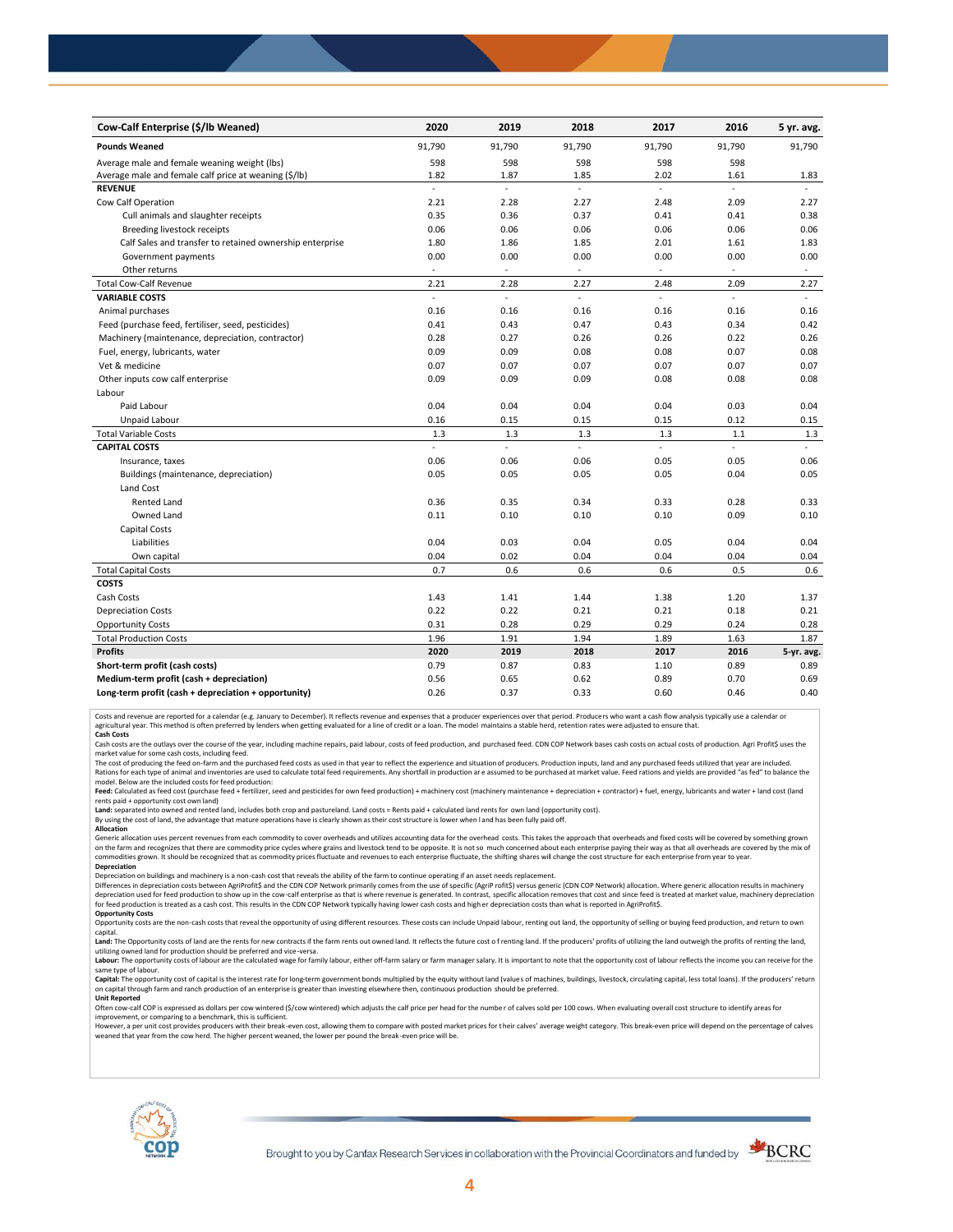| Cow-Calf Enterprise ($/lb Weaned) | 2020 | 2019 | 2018 | 2017 | 2016 | 5 yr. avg. |
|---|---|---|---|---|---|---|
| **Pounds Weaned** | 91,790 | 91,790 | 91,790 | 91,790 | 91,790 | 91,790 |
| Average male and female weaning weight (lbs) | 598 | 598 | 598 | 598 | 598 | |
| Average male and female calf price at weaning ($/lb) | 1.82 | 1.87 | 1.85 | 2.02 | 1.61 | 1.83 |
| **REVENUE** | - | - | - | - | - | - |
| Cow Calf Operation | 2.21 | 2.28 | 2.27 | 2.48 | 2.09 | 2.27 |
| Cull animals and slaughter receipts | 0.35 | 0.36 | 0.37 | 0.41 | 0.41 | 0.38 |
| Breeding livestock receipts | 0.06 | 0.06 | 0.06 | 0.06 | 0.06 | 0.06 |
| Calf Sales and transfer to retained ownership enterprise | 1.80 | 1.86 | 1.85 | 2.01 | 1.61 | 1.83 |
| Government payments | 0.00 | 0.00 | 0.00 | 0.00 | 0.00 | 0.00 |
| Other returns | - | - | - | - | - | - |
| Total Cow-Calf Revenue | 2.21 | 2.28 | 2.27 | 2.48 | 2.09 | 2.27 |
| **VARIABLE COSTS** | - | - | - | - | - | - |
| Animal purchases | 0.16 | 0.16 | 0.16 | 0.16 | 0.16 | 0.16 |
| Feed (purchase feed, fertiliser, seed, pesticides) | 0.41 | 0.43 | 0.47 | 0.43 | 0.34 | 0.42 |
| Machinery (maintenance, depreciation, contractor) | 0.28 | 0.27 | 0.26 | 0.26 | 0.22 | 0.26 |
| Fuel, energy, lubricants, water | 0.09 | 0.09 | 0.08 | 0.08 | 0.07 | 0.08 |
| Vet & medicine | 0.07 | 0.07 | 0.07 | 0.07 | 0.07 | 0.07 |
| Other inputs cow calf enterprise | 0.09 | 0.09 | 0.09 | 0.08 | 0.08 | 0.08 |
| Labour | | | | | | |
| Paid Labour | 0.04 | 0.04 | 0.04 | 0.04 | 0.03 | 0.04 |
| Unpaid Labour | 0.16 | 0.15 | 0.15 | 0.15 | 0.12 | 0.15 |
| Total Variable Costs | 1.3 | 1.3 | 1.3 | 1.3 | 1.1 | 1.3 |
| **CAPITAL COSTS** | - | - | - | - | - | - |
| Insurance, taxes | 0.06 | 0.06 | 0.06 | 0.05 | 0.05 | 0.06 |
| Buildings (maintenance, depreciation) | 0.05 | 0.05 | 0.05 | 0.05 | 0.04 | 0.05 |
| Land Cost | | | | | | |
| Rented Land | 0.36 | 0.35 | 0.34 | 0.33 | 0.28 | 0.33 |
| Owned Land | 0.11 | 0.10 | 0.10 | 0.10 | 0.09 | 0.10 |
| Capital Costs | | | | | | |
| Liabilities | 0.04 | 0.03 | 0.04 | 0.05 | 0.04 | 0.04 |
| Own capital | 0.04 | 0.02 | 0.04 | 0.04 | 0.04 | 0.04 |
| Total Capital Costs | 0.7 | 0.6 | 0.6 | 0.6 | 0.5 | 0.6 |
| **COSTS** | | | | | | |
| Cash Costs | 1.43 | 1.41 | 1.44 | 1.38 | 1.20 | 1.37 |
| Depreciation Costs | 0.22 | 0.22 | 0.21 | 0.21 | 0.18 | 0.21 |
| Opportunity Costs | 0.31 | 0.28 | 0.29 | 0.29 | 0.24 | 0.28 |
| Total Production Costs | 1.96 | 1.91 | 1.94 | 1.89 | 1.63 | 1.87 |
| **Profits** | **2020** | **2019** | **2018** | **2017** | **2016** | **5-yr. avg.** |
| **Short-term profit (cash costs)** | 0.79 | 0.87 | 0.83 | 1.10 | 0.89 | 0.89 |
| **Medium-term profit (cash + depreciation)** | 0.56 | 0.65 | 0.62 | 0.89 | 0.70 | 0.69 |
| **Long-term profit (cash + depreciation + opportunity)** | 0.26 | 0.37 | 0.33 | 0.60 | 0.46 | 0.40 |

Costs and revenue are reported for a calendar (e.g. January to December). It reflects revenue and expenses that a producer experiences over that period. Producers who want a cash flow analysis typically use a calendar or agricultural year. This method is often preferred by lenders when getting evaluated for a line of credit or a loan. The model maintains a stable herd, retention rates were adjusted to ensure that.

**Cash Costs**

Cash costs are the outlays over the course of the year, including machine repairs, paid labour, costs of feed production, and purchased feed. CDN COP Network bases cash costs on actual costs of production. Agri Profit$ uses the market value for some cash costs, including feed.

The cost of producing the feed on-farm and the purchased feed costs as used in that year to reflect the experience and situation of producers. Production inputs, land and any purchased feeds utilized that year are included. Rations for each type of animal and inventories are used to calculate total feed requirements. Any shortfall in production are assumed to be purchased at market value. Feed rations and yields are provided "as fed" to balance the model. Below are the included costs for feed production:

**Feed:** Calculated as feed cost (purchase feed + fertilizer, seed and pesticides for own feed production) + machinery cost (machinery maintenance + depreciation + contractor) + fuel, energy, lubricants and water + land cost (land rents paid + opportunity cost own land)

**Land:** separated into owned and rented land, includes both crop and pastureland. Land costs = Rents paid + calculated land rents for own land (opportunity cost).

By using the cost of land, the advantage that mature operations have is clearly shown as their cost structure is lower when land has been fully paid off.

**Allocation**

Generic allocation uses percent revenues from each commodity to cover overheads and utilizes accounting data for the overhead costs. This takes the approach that overheads and fixed costs will be covered by something grown on the farm and recognizes that there are commodity price cycles where grains and livestock tend to be opposite. It is not so much concerned about each enterprise paying their way as that all overheads are covered by the mix of commodities grown. It should be recognized that as commodity prices fluctuate and revenues to each enterprise fluctuate, the shifting shares will change the cost structure for each enterprise from year to year.

**Depreciation**

Depreciation on buildings and machinery is a non-cash cost that reveals the ability of the farm to continue operating if an asset needs replacement.

Differences in depreciation costs between AgriProfit$ and the CDN COP Network primarily comes from the use of specific (AgriProfit$) versus generic (CDN COP Network) allocation. Where generic allocation results in machinery depreciation used for feed production to show up in the cow-calf enterprise as that is where revenue is generated. In contrast, specific allocation removes that cost and since feed is treated at market value, machinery depreciation for feed production is treated as a cash cost. This results in the CDN COP Network typically having lower cash costs and higher depreciation costs than what is reported in AgriProfit$.

**Opportunity Costs**

Opportunity costs are the non-cash costs that reveal the opportunity of using different resources. These costs can include Unpaid labour, renting out land, the opportunity of selling or buying feed production, and return to own capital.

**Land:** The Opportunity costs of land are the rents for new contracts if the farm rents out owned land. It reflects the future cost of renting land. If the producers' profits of utilizing the land outweigh the profits of renting the land, utilizing owned land for production should be preferred and vice-versa.

**Labour:** The opportunity costs of labour are the calculated wage for family labour, either off-farm salary or farm manager salary. It is important to note that the opportunity cost of labour reflects the income you can receive for the same type of labour.

**Capital:** The opportunity cost of capital is the interest rate for long-term government bonds multiplied by the equity without land (values of machines, buildings, livestock, circulating capital, less total loans). If the producers' return on capital through farm and ranch production of an enterprise is greater than investing elsewhere then, continuous production should be preferred.

**Unit Reported**

Often cow-calf COP is expressed as dollars per cow wintered ($/cow wintered) which adjusts the calf price per head for the number of calves sold per 100 cows. When evaluating overall cost structure to identify areas for improvement, or comparing to a benchmark, this is sufficient.

However, a per unit cost provides producers with their break-even cost, allowing them to compare with posted market prices for their calves' average weight category. This break-even price will depend on the percentage of calves weaned that year from the cow herd. The higher percent weaned, the lower per pound the break-even price will be.

Brought to you by Canfax Research Services in collaboration with the Provincial Coordinators and funded by BCRC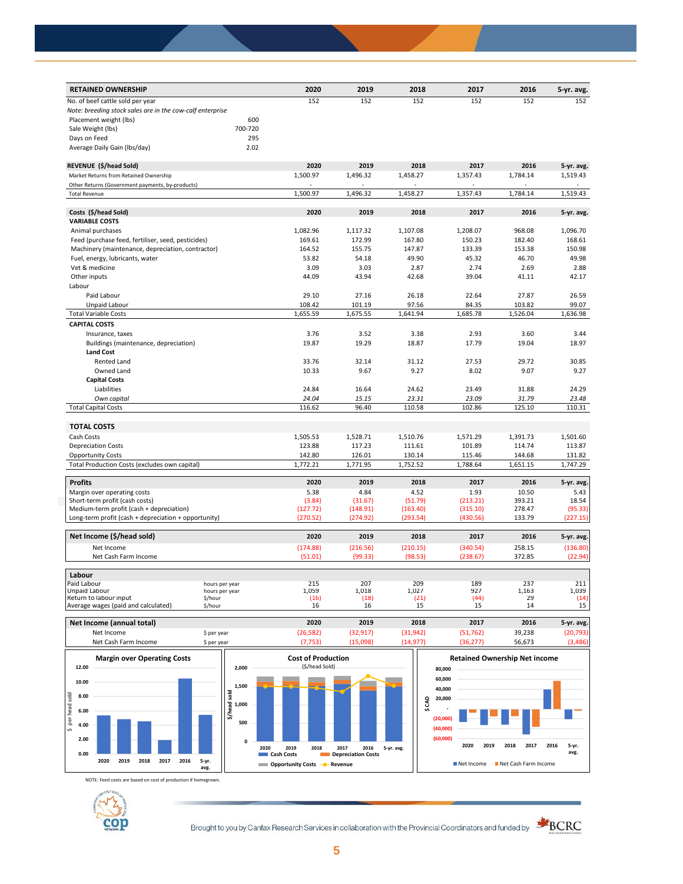| RETAINED OWNERSHIP | | 2020 | 2019 | 2018 | 2017 | 2016 | 5-yr. avg. |
|---|---|---|---|---|---|---|---|
| No. of beef cattle sold per year | | 152 | 152 | 152 | 152 | 152 | 152 |
| *Note: breeding stock sales are in the cow-calf enterprise* | | | | | | | |
| Placement weight (lbs) | 600 | | | | | | |
| Sale Weight (lbs) | 700-720 | | | | | | |
| Days on Feed | 295 | | | | | | |
| Average Daily Gain (lbs/day) | 2.02 | | | | | | |

| REVENUE ($/head Sold) | 2020 | 2019 | 2018 | 2017 | 2016 | 5-yr. avg. |
|---|---|---|---|---|---|---|
| Market Returns from Retained Ownership | 1,500.97 | 1,496.32 | 1,458.27 | 1,357.43 | 1,784.14 | 1,519.43 |
| Other Returns (Government payments, by-products) | - | - | - | - | - | - |
| Total Revenue | 1,500.97 | 1,496.32 | 1,458.27 | 1,357.43 | 1,784.14 | 1,519.43 |

| Costs ($/head Sold) | 2020 | 2019 | 2018 | 2017 | 2016 | 5-yr. avg. |
|---|---|---|---|---|---|---|
| **VARIABLE COSTS** | | | | | | |
| Animal purchases | 1,082.96 | 1,117.32 | 1,107.08 | 1,208.07 | 968.08 | 1,096.70 |
| Feed (purchase feed, fertiliser, seed, pesticides) | 169.61 | 172.99 | 167.80 | 150.23 | 182.40 | 168.61 |
| Machinery (maintenance, depreciation, contractor) | 164.52 | 155.75 | 147.87 | 133.39 | 153.38 | 150.98 |
| Fuel, energy, lubricants, water | 53.82 | 54.18 | 49.90 | 45.32 | 46.70 | 49.98 |
| Vet & medicine | 3.09 | 3.03 | 2.87 | 2.74 | 2.69 | 2.88 |
| Other inputs | 44.09 | 43.94 | 42.68 | 39.04 | 41.11 | 42.17 |
| Labour | | | | | | |
| Paid Labour | 29.10 | 27.16 | 26.18 | 22.64 | 27.87 | 26.59 |
| Unpaid Labour | 108.42 | 101.19 | 97.56 | 84.35 | 103.82 | 99.07 |
| Total Variable Costs | 1,655.59 | 1,675.55 | 1,641.94 | 1,685.78 | 1,526.04 | 1,636.98 |
| **CAPITAL COSTS** | | | | | | |
| Insurance, taxes | 3.76 | 3.52 | 3.38 | 2.93 | 3.60 | 3.44 |
| Buildings (maintenance, depreciation) | 19.87 | 19.29 | 18.87 | 17.79 | 19.04 | 18.97 |
| **Land Cost** | | | | | | |
| Rented Land | 33.76 | 32.14 | 31.12 | 27.53 | 29.72 | 30.85 |
| Owned Land | 10.33 | 9.67 | 9.27 | 8.02 | 9.07 | 9.27 |
| **Capital Costs** | | | | | | |
| Liabilities | 24.84 | 16.64 | 24.62 | 23.49 | 31.88 | 24.29 |
| *Own capital* | *24.04* | *15.15* | *23.31* | *23.09* | *31.79* | *23.48* |
| Total Capital Costs | 116.62 | 96.40 | 110.58 | 102.86 | 125.10 | 110.31 |

| TOTAL COSTS | 2020 | 2019 | 2018 | 2017 | 2016 | 5-yr. avg. |
|---|---|---|---|---|---|---|
| Cash Costs | 1,505.53 | 1,528.71 | 1,510.76 | 1,571.29 | 1,391.73 | 1,501.60 |
| Depreciation Costs | 123.88 | 117.23 | 111.61 | 101.89 | 114.74 | 113.87 |
| Opportunity Costs | 142.80 | 126.01 | 130.14 | 115.46 | 144.68 | 131.82 |
| Total Production Costs (excludes own capital) | 1,772.21 | 1,771.95 | 1,752.52 | 1,788.64 | 1,651.15 | 1,747.29 |

| Profits | 2020 | 2019 | 2018 | 2017 | 2016 | 5-yr. avg. |
|---|---|---|---|---|---|---|
| Margin over operating costs | 5.38 | 4.84 | 4.52 | 1.93 | 10.50 | 5.43 |
| Short-term profit (cash costs) | (3.84) | (31.67) | (51.79) | (213.21) | 393.21 | 18.54 |
| Medium-term profit (cash + depreciation) | (127.72) | (148.91) | (163.40) | (315.10) | 278.47 | (95.33) |
| Long-term profit (cash + depreciation + opportunity) | (270.52) | (274.92) | (293.54) | (430.56) | 133.79 | (227.15) |

| Net Income ($/head sold) | 2020 | 2019 | 2018 | 2017 | 2016 | 5-yr. avg. |
|---|---|---|---|---|---|---|
| Net Income | (174.88) | (216.56) | (210.15) | (340.54) | 258.15 | (136.80) |
| Net Cash Farm Income | (51.01) | (99.33) | (98.53) | (238.67) | 372.85 | (22.94) |

| Labour | | 2020 | 2019 | 2018 | 2017 | 2016 | 5-yr. avg. |
|---|---|---|---|---|---|---|---|
| Paid Labour | hours per year | 215 | 207 | 209 | 189 | 237 | 211 |
| Unpaid Labour | hours per year | 1,059 | 1,018 | 1,027 | 927 | 1,163 | 1,039 |
| Return to labour input | $/hour | (16) | (18) | (21) | (44) | 29 | (14) |
| Average wages (paid and calculated) | $/hour | 16 | 16 | 15 | 15 | 14 | 15 |

| Net Income (annual total) | | 2020 | 2019 | 2018 | 2017 | 2016 | 5-yr. avg. |
|---|---|---|---|---|---|---|---|
| Net Income | $ per year | (26,582) | (32,917) | (31,942) | (51,762) | 39,238 | (20,793) |
| Net Cash Farm Income | $ per year | (7,753) | (15,098) | (14,977) | (36,277) | 56,673 | (3,486) |

**Margin over Operating Costs**

**Cost of Production** ($/head Sold) — Cash Costs, Depreciation Costs, Opportunity Costs, Revenue

**Retained Ownership Net income** — Net Income, Net Cash Farm Income

NOTE: Feed costs are based on cost of production if homegrown.

Brought to you by Canfax Research Services in collaboration with the Provincial Coordinators and funded by BCRC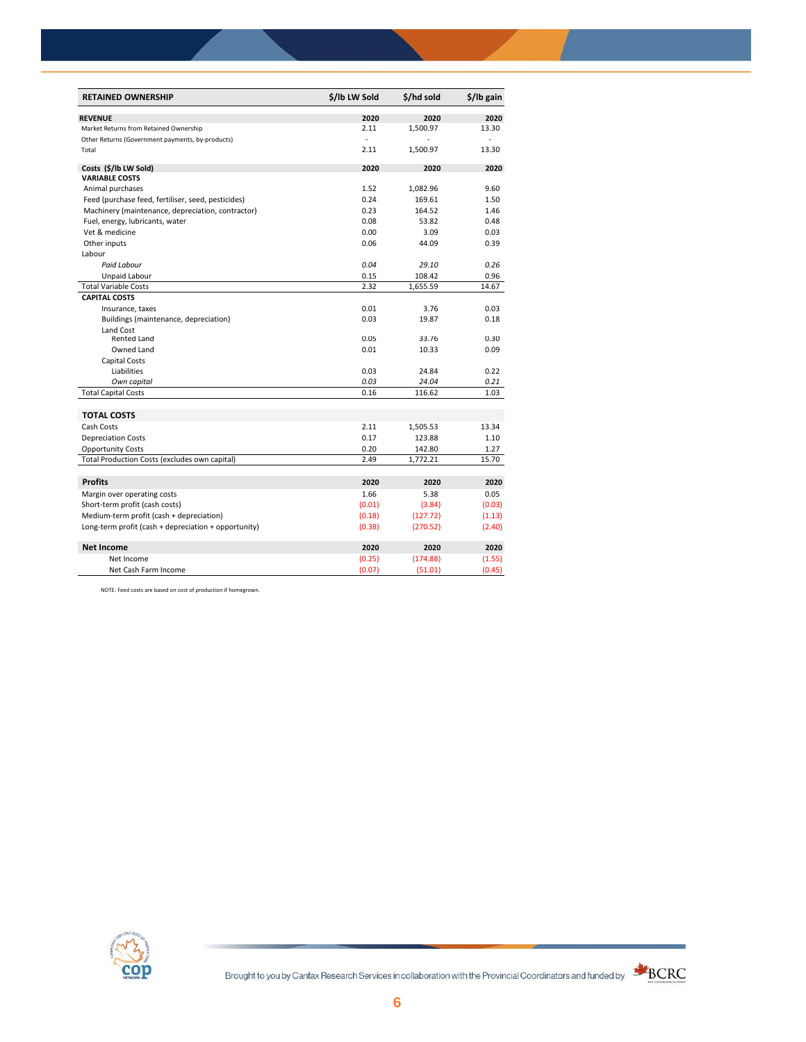| RETAINED OWNERSHIP | $/lb LW Sold | $/hd sold | $/lb gain |
|---|---|---|---|
| **REVENUE** | **2020** | **2020** | **2020** |
| Market Returns from Retained Ownership | 2.11 | 1,500.97 | 13.30 |
| Other Returns (Government payments, by-products) | - | - | - |
| Total | 2.11 | 1,500.97 | 13.30 |
| **Costs ($/lb LW Sold)** | **2020** | **2020** | **2020** |
| **VARIABLE COSTS** | | | |
| Animal purchases | 1.52 | 1,082.96 | 9.60 |
| Feed (purchase feed, fertiliser, seed, pesticides) | 0.24 | 169.61 | 1.50 |
| Machinery (maintenance, depreciation, contractor) | 0.23 | 164.52 | 1.46 |
| Fuel, energy, lubricants, water | 0.08 | 53.82 | 0.48 |
| Vet & medicine | 0.00 | 3.09 | 0.03 |
| Other inputs | 0.06 | 44.09 | 0.39 |
| Labour | | | |
| *Paid Labour* | *0.04* | *29.10* | *0.26* |
| Unpaid Labour | 0.15 | 108.42 | 0.96 |
| Total Variable Costs | 2.32 | 1,655.59 | 14.67 |
| **CAPITAL COSTS** | | | |
| Insurance, taxes | 0.01 | 3.76 | 0.03 |
| Buildings (maintenance, depreciation) | 0.03 | 19.87 | 0.18 |
| Land Cost | | | |
| Rented Land | 0.05 | 33.76 | 0.30 |
| Owned Land | 0.01 | 10.33 | 0.09 |
| Capital Costs | | | |
| Liabilities | 0.03 | 24.84 | 0.22 |
| *Own capital* | *0.03* | *24.04* | *0.21* |
| Total Capital Costs | 0.16 | 116.62 | 1.03 |
| **TOTAL COSTS** | | | |
| Cash Costs | 2.11 | 1,505.53 | 13.34 |
| Depreciation Costs | 0.17 | 123.88 | 1.10 |
| Opportunity Costs | 0.20 | 142.80 | 1.27 |
| Total Production Costs (excludes own capital) | 2.49 | 1,772.21 | 15.70 |
| **Profits** | **2020** | **2020** | **2020** |
| Margin over operating costs | 1.66 | 5.38 | 0.05 |
| Short-term profit (cash costs) | (0.01) | (3.84) | (0.03) |
| Medium-term profit (cash + depreciation) | (0.18) | (127.72) | (1.13) |
| Long-term profit (cash + depreciation + opportunity) | (0.38) | (270.52) | (2.40) |
| **Net Income** | **2020** | **2020** | **2020** |
| Net Income | (0.25) | (174.88) | (1.55) |
| Net Cash Farm Income | (0.07) | (51.01) | (0.45) |

NOTE: Feed costs are based on cost of production if homegrown.

Brought to you by Canfax Research Services in collaboration with the Provincial Coordinators and funded by BCRC